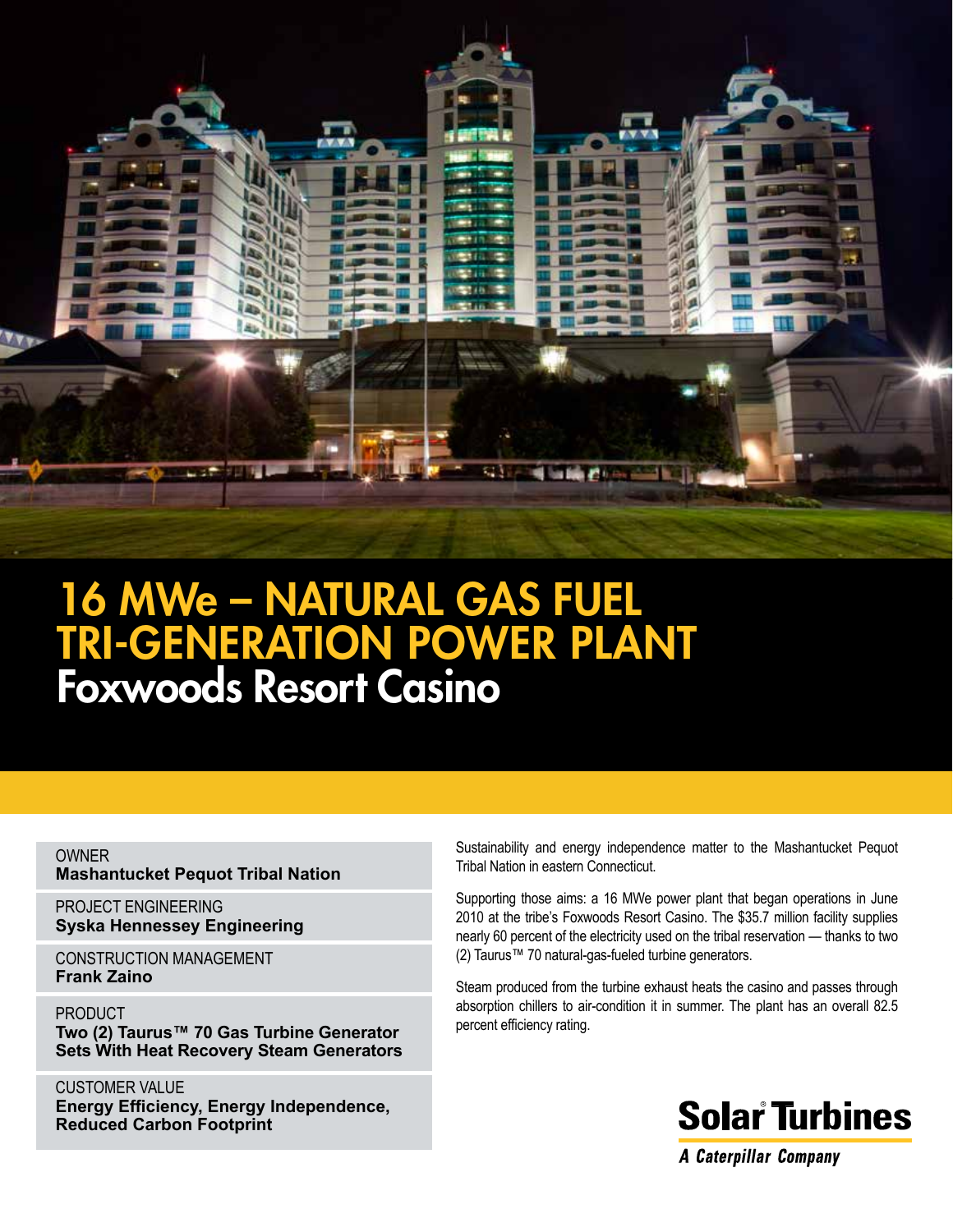# 16 MWe – NATURAL GAS FUEL TRI-GENERATION POWER PLANT

## Foxwoods Resort Casino

OWNER
**Mashantucket Pequot Tribal Nation**

PROJECT ENGINEERING
**Syska Hennessey Engineering**

CONSTRUCTION MANAGEMENT
**Frank Zaino**

PRODUCT
**Two (2) Taurus™ 70 Gas Turbine Generator Sets With Heat Recovery Steam Generators**

CUSTOMER VALUE
**Energy Efficiency, Energy Independence, Reduced Carbon Footprint**

Sustainability and energy independence matter to the Mashantucket Pequot Tribal Nation in eastern Connecticut.

Supporting those aims: a 16 MWe power plant that began operations in June 2010 at the tribe's Foxwoods Resort Casino. The $35.7 million facility supplies nearly 60 percent of the electricity used on the tribal reservation — thanks to two (2) Taurus™ 70 natural-gas-fueled turbine generators.

Steam produced from the turbine exhaust heats the casino and passes through absorption chillers to air-condition it in summer. The plant has an overall 82.5 percent efficiency rating.

**Solar Turbines**

*A Caterpillar Company*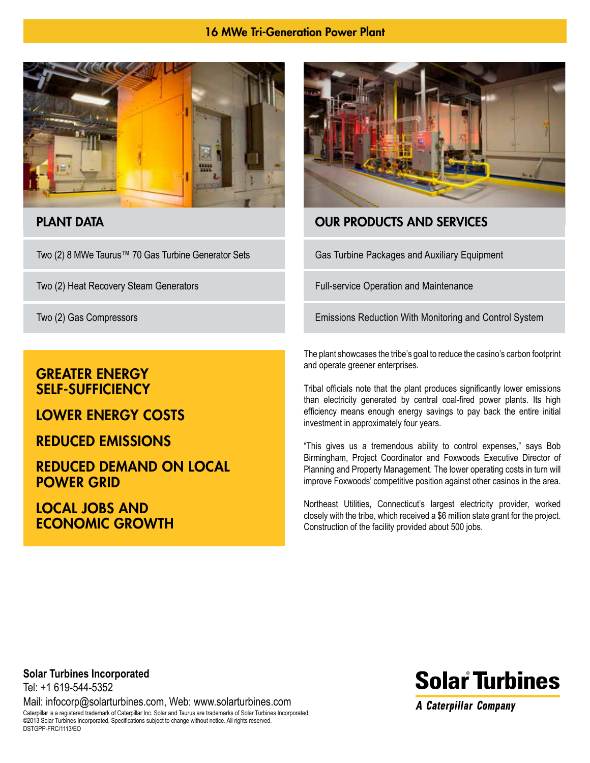# 16 MWe Tri-Generation Power Plant

## PLANT DATA

- Two (2) 8 MWe Taurus™ 70 Gas Turbine Generator Sets
- Two (2) Heat Recovery Steam Generators
- Two (2) Gas Compressors

## OUR PRODUCTS AND SERVICES

- Gas Turbine Packages and Auxiliary Equipment
- Full-service Operation and Maintenance
- Emissions Reduction With Monitoring and Control System

### GREATER ENERGY SELF-SUFFICIENCY

### LOWER ENERGY COSTS

### REDUCED EMISSIONS

### REDUCED DEMAND ON LOCAL POWER GRID

### LOCAL JOBS AND ECONOMIC GROWTH

The plant showcases the tribe's goal to reduce the casino's carbon footprint and operate greener enterprises.

Tribal officials note that the plant produces significantly lower emissions than electricity generated by central coal-fired power plants. Its high efficiency means enough energy savings to pay back the entire initial investment in approximately four years.

"This gives us a tremendous ability to control expenses," says Bob Birmingham, Project Coordinator and Foxwoods Executive Director of Planning and Property Management. The lower operating costs in turn will improve Foxwoods' competitive position against other casinos in the area.

Northeast Utilities, Connecticut's largest electricity provider, worked closely with the tribe, which received a $6 million state grant for the project. Construction of the facility provided about 500 jobs.

**Solar Turbines Incorporated**
Tel: +1 619-544-5352
Mail: infocorp@solarturbines.com, Web: www.solarturbines.com

Caterpillar is a registered trademark of Caterpillar Inc. Solar and Taurus are trademarks of Solar Turbines Incorporated.
©2013 Solar Turbines Incorporated. Specifications subject to change without notice. All rights reserved.
DSTGPP-FRC/1113/EO

**Solar® Turbines**
*A Caterpillar Company*